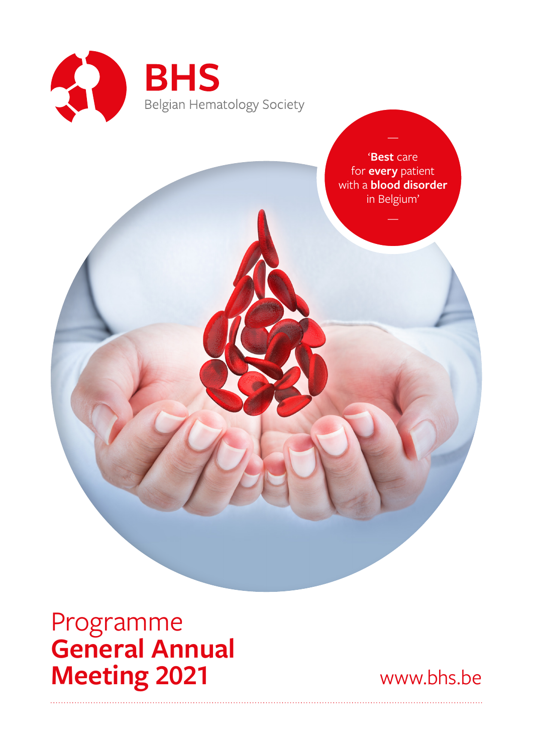**BHS**
Belgian Hematology Society

—
'**Best** care
for **every** patient
with a **blood disorder**
in Belgium'
—

# Programme
# **General Annual Meeting 2021**

www.bhs.be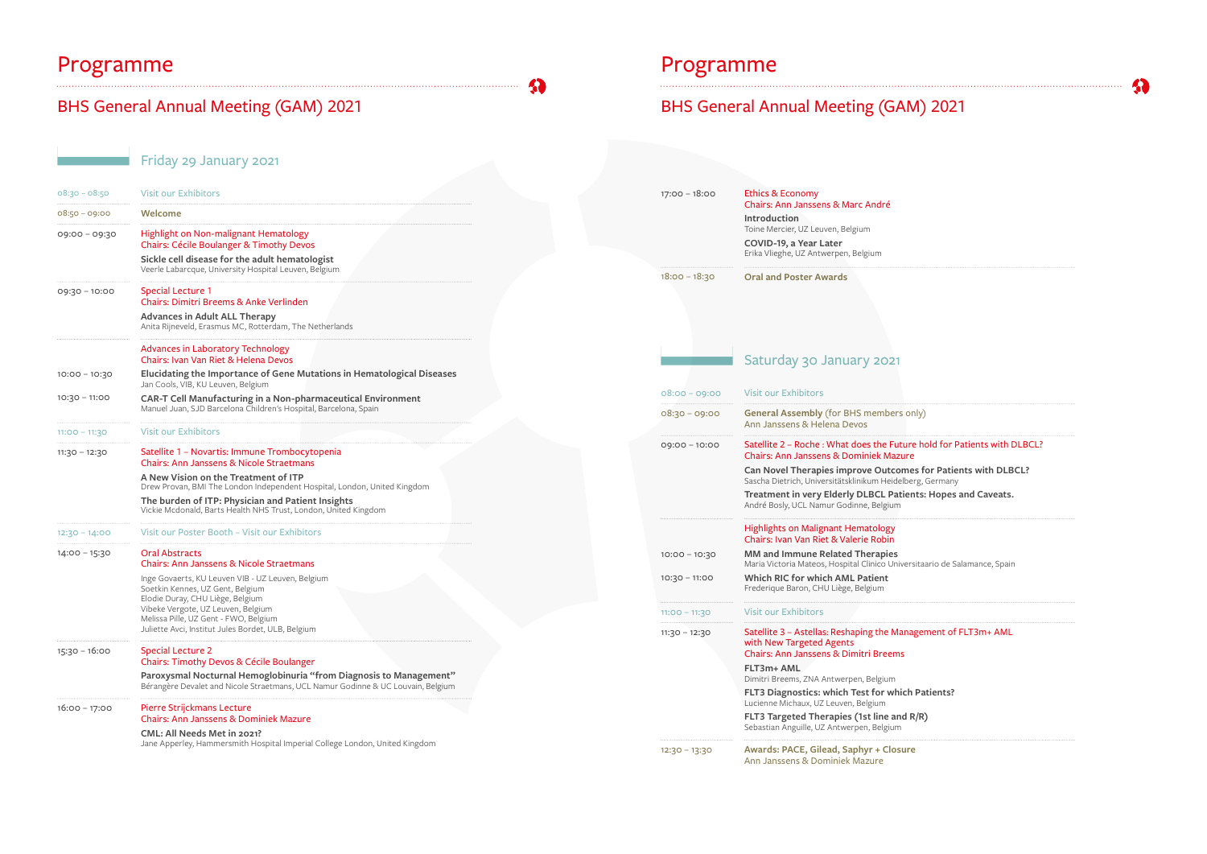# Programme

## BHS General Annual Meeting (GAM) 2021

### Friday 29 January 2021

| Time | Session |
|---|---|
| 08:30 – 08:50 | Visit our Exhibitors |
| 08:50 – 09:00 | **Welcome** |
| 09:00 – 09:30 | Highlight on Non-malignant Hematology<br>Chairs: Cécile Boulanger & Timothy Devos<br>**Sickle cell disease for the adult hematologist**<br>Veerle Labarcque, University Hospital Leuven, Belgium |
| 09:30 – 10:00 | Special Lecture 1<br>Chairs: Dimitri Breems & Anke Verlinden<br>**Advances in Adult ALL Therapy**<br>Anita Rijneveld, Erasmus MC, Rotterdam, The Netherlands |
| | Advances in Laboratory Technology<br>Chairs: Ivan Van Riet & Helena Devos |
| 10:00 – 10:30 | **Elucidating the Importance of Gene Mutations in Hematological Diseases**<br>Jan Cools, VIB, KU Leuven, Belgium |
| 10:30 – 11:00 | **CAR-T Cell Manufacturing in a Non-pharmaceutical Environment**<br>Manuel Juan, SJD Barcelona Children's Hospital, Barcelona, Spain |
| 11:00 – 11:30 | Visit our Exhibitors |
| 11:30 – 12:30 | Satellite 1 – Novartis: Immune Trombocytopenia<br>Chairs: Ann Janssens & Nicole Straetmans<br>**A New Vision on the Treatment of ITP**<br>Drew Provan, BMI The London Independent Hospital, London, United Kingdom<br>**The burden of ITP: Physician and Patient Insights**<br>Vickie Mcdonald, Barts Health NHS Trust, London, United Kingdom |
| 12:30 – 14:00 | Visit our Poster Booth – Visit our Exhibitors |
| 14:00 – 15:30 | Oral Abstracts<br>Chairs: Ann Janssens & Nicole Straetmans<br>Inge Govaerts, KU Leuven VIB - UZ Leuven, Belgium<br>Soetkin Kennes, UZ Gent, Belgium<br>Elodie Duray, CHU Liège, Belgium<br>Vibeke Vergote, UZ Leuven, Belgium<br>Melissa Pille, UZ Gent - FWO, Belgium<br>Juliette Avci, Institut Jules Bordet, ULB, Belgium |
| 15:30 – 16:00 | Special Lecture 2<br>Chairs: Timothy Devos & Cécile Boulanger<br>**Paroxysmal Nocturnal Hemoglobinuria "from Diagnosis to Management"**<br>Bérangère Devalet and Nicole Straetmans, UCL Namur Godinne & UC Louvain, Belgium |
| 16:00 – 17:00 | Pierre Strijckmans Lecture<br>Chairs: Ann Janssens & Dominiek Mazure<br>**CML: All Needs Met in 2021?**<br>Jane Apperley, Hammersmith Hospital Imperial College London, United Kingdom |
| 17:00 – 18:00 | Ethics & Economy<br>Chairs: Ann Janssens & Marc André<br>**Introduction**<br>Toine Mercier, UZ Leuven, Belgium<br>**COVID-19, a Year Later**<br>Erika Vlieghe, UZ Antwerpen, Belgium |
| 18:00 – 18:30 | **Oral and Poster Awards** |

### Saturday 30 January 2021

| Time | Session |
|---|---|
| 08:00 – 09:00 | Visit our Exhibitors |
| 08:30 – 09:00 | **General Assembly** (for BHS members only)<br>Ann Janssens & Helena Devos |
| 09:00 – 10:00 | Satellite 2 – Roche : What does the Future hold for Patients with DLBCL?<br>Chairs: Ann Janssens & Dominiek Mazure<br>**Can Novel Therapies improve Outcomes for Patients with DLBCL?**<br>Sascha Dietrich, Universitätsklinikum Heidelberg, Germany<br>**Treatment in very Elderly DLBCL Patients: Hopes and Caveats.**<br>André Bosly, UCL Namur Godinne, Belgium |
| | Highlights on Malignant Hematology<br>Chairs: Ivan Van Riet & Valerie Robin |
| 10:00 – 10:30 | **MM and Immune Related Therapies**<br>Maria Victoria Mateos, Hospital Clinico Universitaario de Salamance, Spain |
| 10:30 – 11:00 | **Which RIC for which AML Patient**<br>Frederique Baron, CHU Liège, Belgium |
| 11:00 – 11:30 | Visit our Exhibitors |
| 11:30 – 12:30 | Satellite 3 – Astellas: Reshaping the Management of FLT3m+ AML with New Targeted Agents<br>Chairs: Ann Janssens & Dimitri Breems<br>**FLT3m+ AML**<br>Dimitri Breems, ZNA Antwerpen, Belgium<br>**FLT3 Diagnostics: which Test for which Patients?**<br>Lucienne Michaux, UZ Leuven, Belgium<br>**FLT3 Targeted Therapies (1st line and R/R)**<br>Sebastian Anguille, UZ Antwerpen, Belgium |
| 12:30 – 13:30 | **Awards: PACE, Gilead, Saphyr + Closure**<br>Ann Janssens & Dominiek Mazure |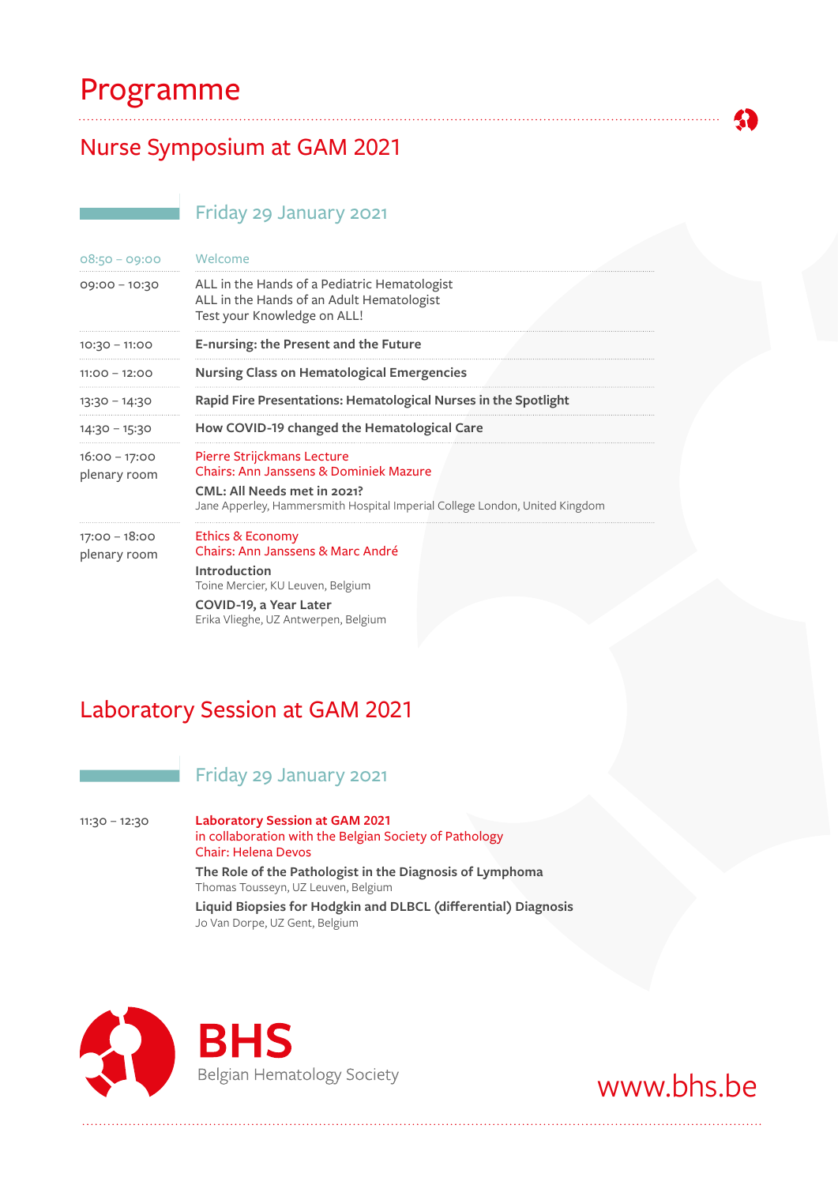# Programme

## Nurse Symposium at GAM 2021

### Friday 29 January 2021

| | |
|---|---|
| 08:50 – 09:00 | Welcome |
| 09:00 – 10:30 | ALL in the Hands of a Pediatric Hematologist<br>ALL in the Hands of an Adult Hematologist<br>Test your Knowledge on ALL! |
| 10:30 – 11:00 | **E-nursing: the Present and the Future** |
| 11:00 – 12:00 | **Nursing Class on Hematological Emergencies** |
| 13:30 – 14:30 | **Rapid Fire Presentations: Hematological Nurses in the Spotlight** |
| 14:30 – 15:30 | **How COVID-19 changed the Hematological Care** |
| 16:00 – 17:00<br>plenary room | Pierre Strijckmans Lecture<br>Chairs: Ann Janssens & Dominiek Mazure<br>**CML: All Needs met in 2021?**<br>Jane Apperley, Hammersmith Hospital Imperial College London, United Kingdom |
| 17:00 – 18:00<br>plenary room | Ethics & Economy<br>Chairs: Ann Janssens & Marc André<br>**Introduction**<br>Toine Mercier, KU Leuven, Belgium<br>**COVID-19, a Year Later**<br>Erika Vlieghe, UZ Antwerpen, Belgium |

## Laboratory Session at GAM 2021

### Friday 29 January 2021

| | |
|---|---|
| 11:30 – 12:30 | **Laboratory Session at GAM 2021**<br>in collaboration with the Belgian Society of Pathology<br>Chair: Helena Devos<br>**The Role of the Pathologist in the Diagnosis of Lymphoma**<br>Thomas Tousseyn, UZ Leuven, Belgium<br>**Liquid Biopsies for Hodgkin and DLBCL (differential) Diagnosis**<br>Jo Van Dorpe, UZ Gent, Belgium |

**BHS**
Belgian Hematology Society

www.bhs.be